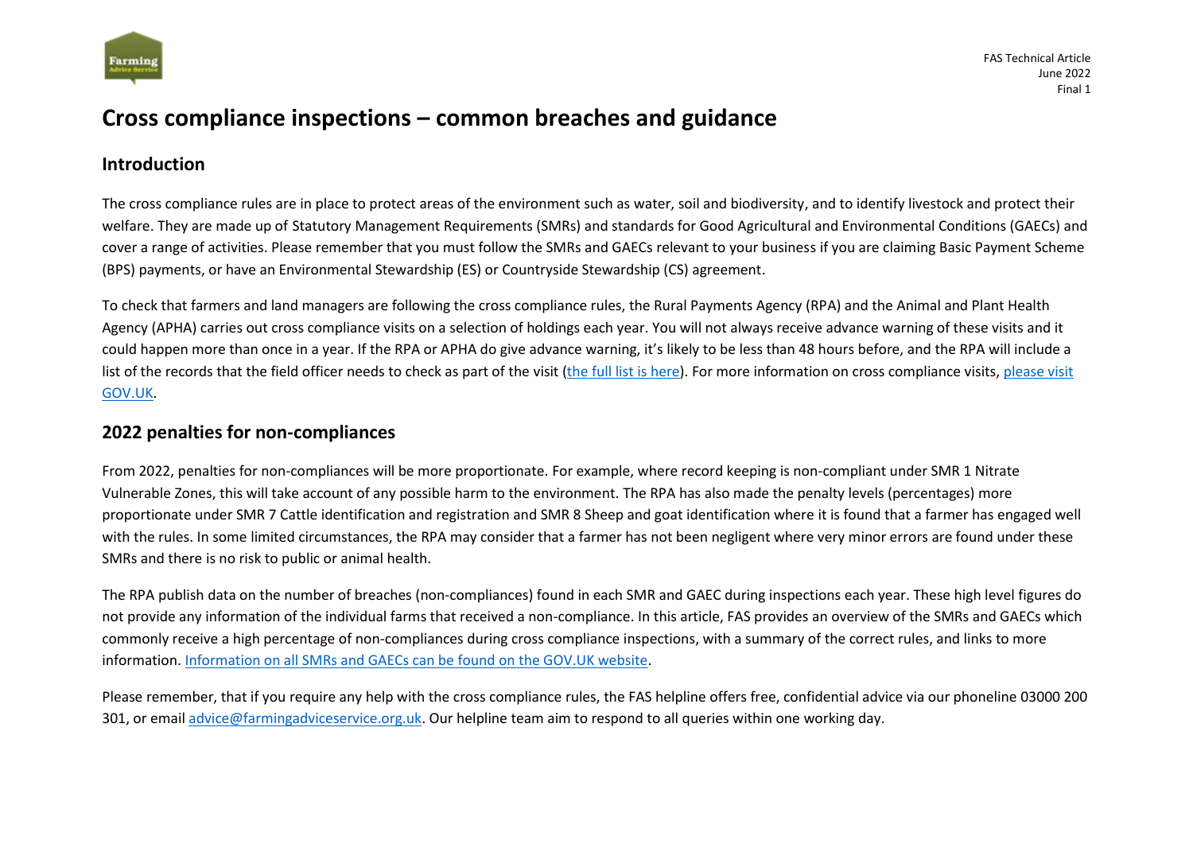# Cross compliance inspections – common breaches and guidance

## Introduction

The cross compliance rules are in place to protect areas of the environment such as water, soil and biodiversity, and to identify livestock and protect their welfare. They are made up of Statutory Management Requirements (SMRs) and standards for Good Agricultural and Environmental Conditions (GAECs) and cover a range of activities. Please remember that you must follow the SMRs and GAECs relevant to your business if you are claiming Basic Payment Scheme (BPS) payments, or have an Environmental Stewardship (ES) or Countryside Stewardship (CS) agreement.

To check that farmers and land managers are following the cross compliance rules, the Rural Payments Agency (RPA) and the Animal and Plant Health Agency (APHA) carries out cross compliance visits on a selection of holdings each year. You will not always receive advance warning of these visits and it could happen more than once in a year. If the RPA or APHA do give advance warning, it's likely to be less than 48 hours before, and the RPA will include a list of the records that the field officer needs to check as part of the visit (the full list is here). For more information on cross compliance visits, please visit GOV.UK.

## 2022 penalties for non-compliances

From 2022, penalties for non-compliances will be more proportionate. For example, where record keeping is non-compliant under SMR 1 Nitrate Vulnerable Zones, this will take account of any possible harm to the environment. The RPA has also made the penalty levels (percentages) more proportionate under SMR 7 Cattle identification and registration and SMR 8 Sheep and goat identification where it is found that a farmer has engaged well with the rules. In some limited circumstances, the RPA may consider that a farmer has not been negligent where very minor errors are found under these SMRs and there is no risk to public or animal health.

The RPA publish data on the number of breaches (non-compliances) found in each SMR and GAEC during inspections each year. These high level figures do not provide any information of the individual farms that received a non-compliance. In this article, FAS provides an overview of the SMRs and GAECs which commonly receive a high percentage of non-compliances during cross compliance inspections, with a summary of the correct rules, and links to more information. Information on all SMRs and GAECs can be found on the GOV.UK website.

Please remember, that if you require any help with the cross compliance rules, the FAS helpline offers free, confidential advice via our phoneline 03000 200 301, or email advice@farmingadviceservice.org.uk. Our helpline team aim to respond to all queries within one working day.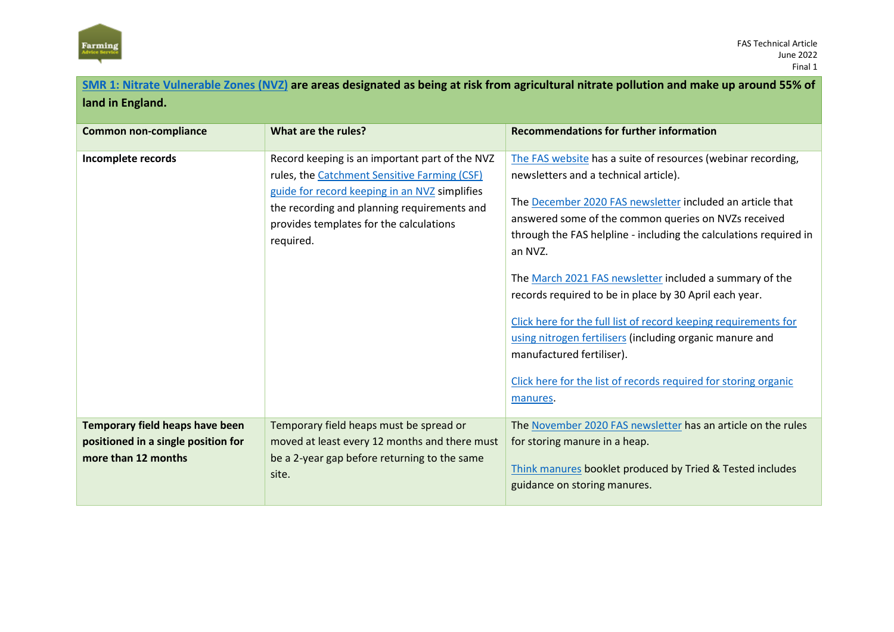**SMR 1: Nitrate Vulnerable Zones (NVZ) are areas designated as being at risk from agricultural nitrate pollution and make up around 55% of land in England.**

| Common non-compliance | What are the rules? | Recommendations for further information |
|---|---|---|
| **Incomplete records** | Record keeping is an important part of the NVZ rules, the Catchment Sensitive Farming (CSF) guide for record keeping in an NVZ simplifies the recording and planning requirements and provides templates for the calculations required. | The FAS website has a suite of resources (webinar recording, newsletters and a technical article).<br><br>The December 2020 FAS newsletter included an article that answered some of the common queries on NVZs received through the FAS helpline - including the calculations required in an NVZ.<br><br>The March 2021 FAS newsletter included a summary of the records required to be in place by 30 April each year.<br><br>Click here for the full list of record keeping requirements for using nitrogen fertilisers (including organic manure and manufactured fertiliser).<br><br>Click here for the list of records required for storing organic manures. |
| **Temporary field heaps have been positioned in a single position for more than 12 months** | Temporary field heaps must be spread or moved at least every 12 months and there must be a 2-year gap before returning to the same site. | The November 2020 FAS newsletter has an article on the rules for storing manure in a heap.<br><br>Think manures booklet produced by Tried & Tested includes guidance on storing manures. |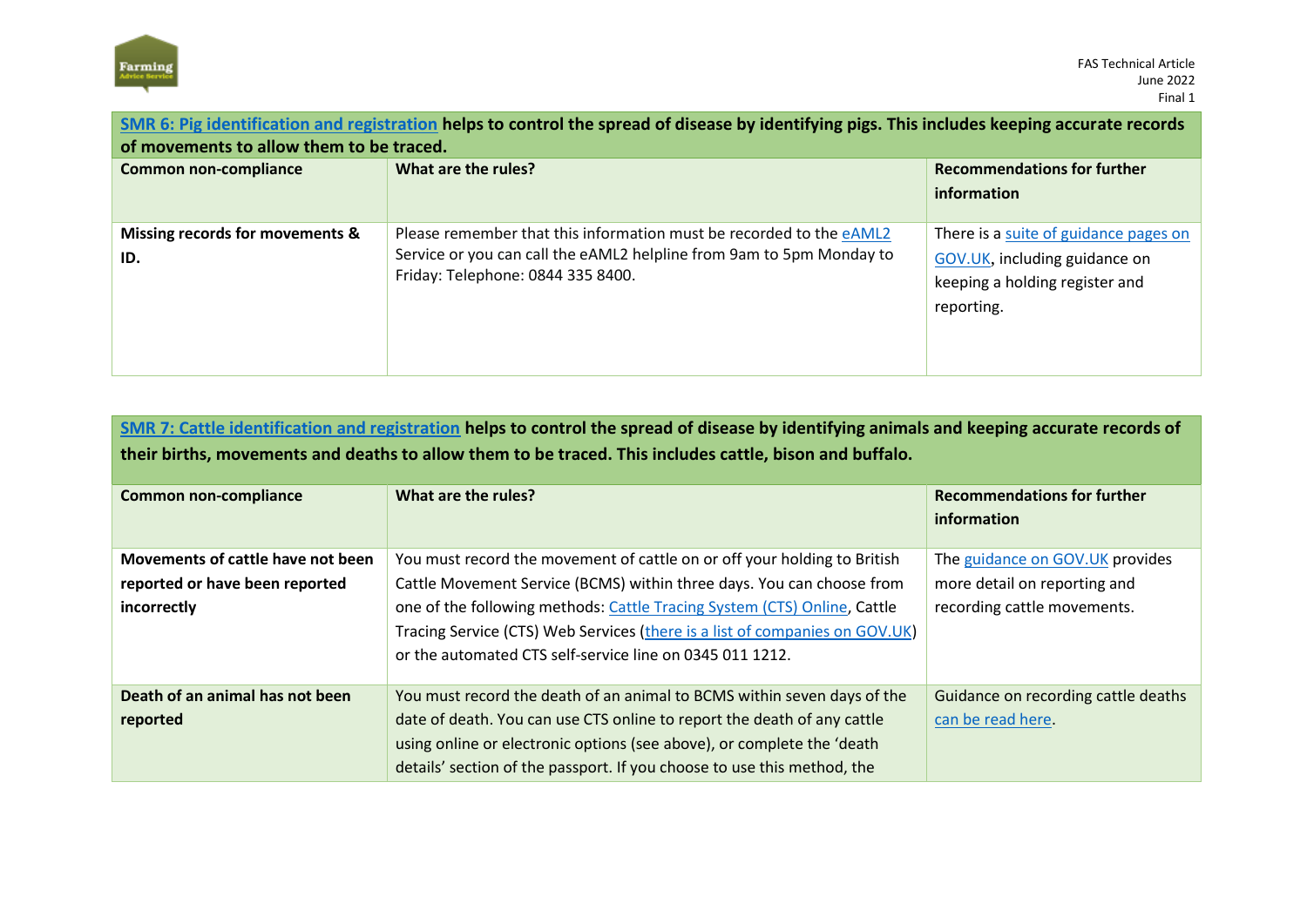| **SMR 6: Pig identification and registration helps to control the spread of disease by identifying pigs. This includes keeping accurate records of movements to allow them to be traced.** | | |
|---|---|---|
| **Common non-compliance** | **What are the rules?** | **Recommendations for further information** |
| **Missing records for movements & ID.** | Please remember that this information must be recorded to the eAML2 Service or you can call the eAML2 helpline from 9am to 5pm Monday to Friday: Telephone: 0844 335 8400. | There is a suite of guidance pages on GOV.UK, including guidance on keeping a holding register and reporting. |

| **SMR 7: Cattle identification and registration helps to control the spread of disease by identifying animals and keeping accurate records of their births, movements and deaths to allow them to be traced. This includes cattle, bison and buffalo.** | | |
|---|---|---|
| **Common non-compliance** | **What are the rules?** | **Recommendations for further information** |
| **Movements of cattle have not been reported or have been reported incorrectly** | You must record the movement of cattle on or off your holding to British Cattle Movement Service (BCMS) within three days. You can choose from one of the following methods: Cattle Tracing System (CTS) Online, Cattle Tracing Service (CTS) Web Services (there is a list of companies on GOV.UK) or the automated CTS self-service line on 0345 011 1212. | The guidance on GOV.UK provides more detail on reporting and recording cattle movements. |
| **Death of an animal has not been reported** | You must record the death of an animal to BCMS within seven days of the date of death. You can use CTS online to report the death of any cattle using online or electronic options (see above), or complete the 'death details' section of the passport. If you choose to use this method, the | Guidance on recording cattle deaths can be read here. |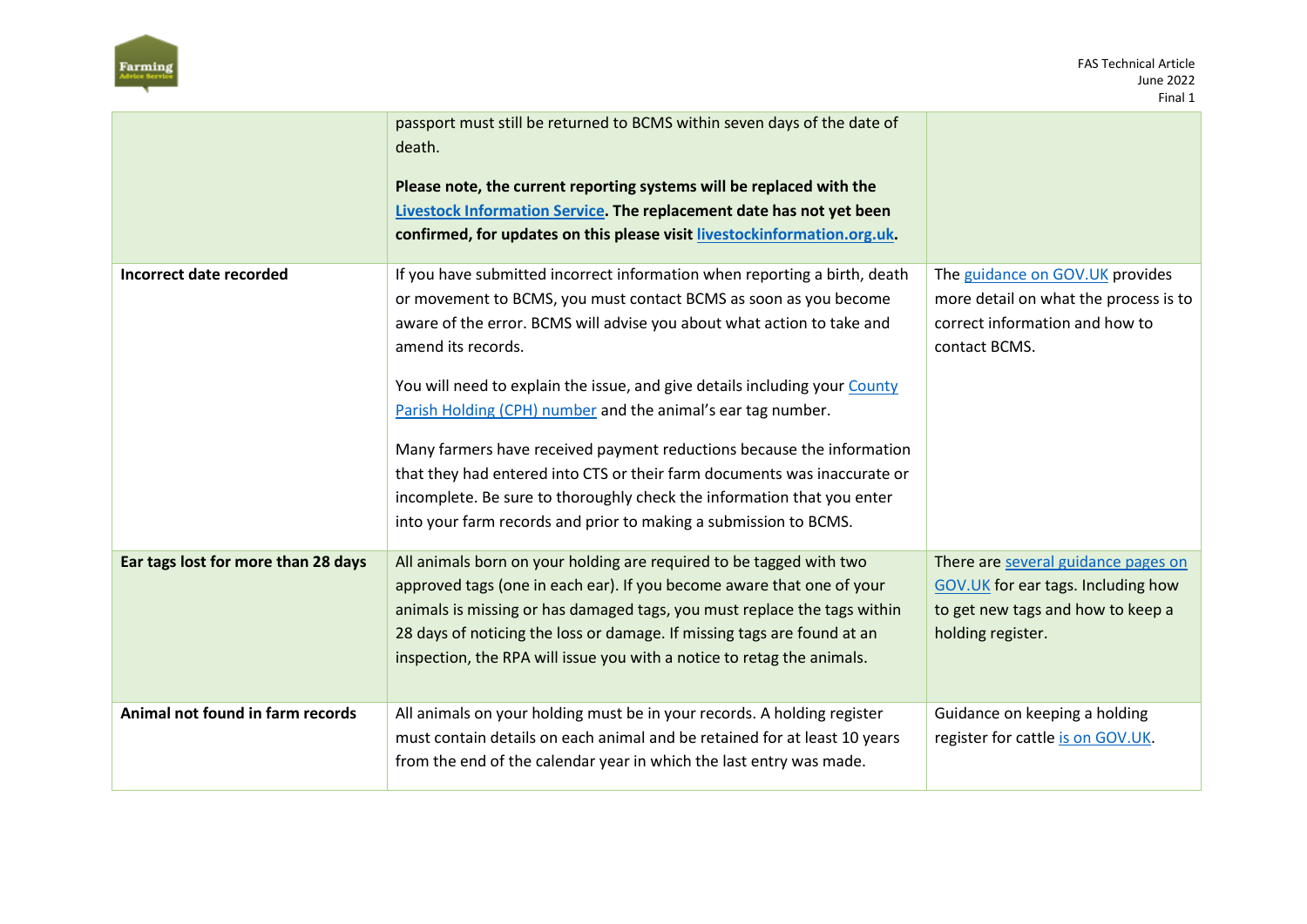| | | |
|---|---|---|
| | passport must still be returned to BCMS within seven days of the date of death.<br><br>**Please note, the current reporting systems will be replaced with the Livestock Information Service. The replacement date has not yet been confirmed, for updates on this please visit livestockinformation.org.uk.** | |
| **Incorrect date recorded** | If you have submitted incorrect information when reporting a birth, death or movement to BCMS, you must contact BCMS as soon as you become aware of the error. BCMS will advise you about what action to take and amend its records.<br><br>You will need to explain the issue, and give details including your County Parish Holding (CPH) number and the animal's ear tag number.<br><br>Many farmers have received payment reductions because the information that they had entered into CTS or their farm documents was inaccurate or incomplete. Be sure to thoroughly check the information that you enter into your farm records and prior to making a submission to BCMS. | The guidance on GOV.UK provides more detail on what the process is to correct information and how to contact BCMS. |
| **Ear tags lost for more than 28 days** | All animals born on your holding are required to be tagged with two approved tags (one in each ear). If you become aware that one of your animals is missing or has damaged tags, you must replace the tags within 28 days of noticing the loss or damage. If missing tags are found at an inspection, the RPA will issue you with a notice to retag the animals. | There are several guidance pages on GOV.UK for ear tags. Including how to get new tags and how to keep a holding register. |
| **Animal not found in farm records** | All animals on your holding must be in your records. A holding register must contain details on each animal and be retained for at least 10 years from the end of the calendar year in which the last entry was made. | Guidance on keeping a holding register for cattle is on GOV.UK. |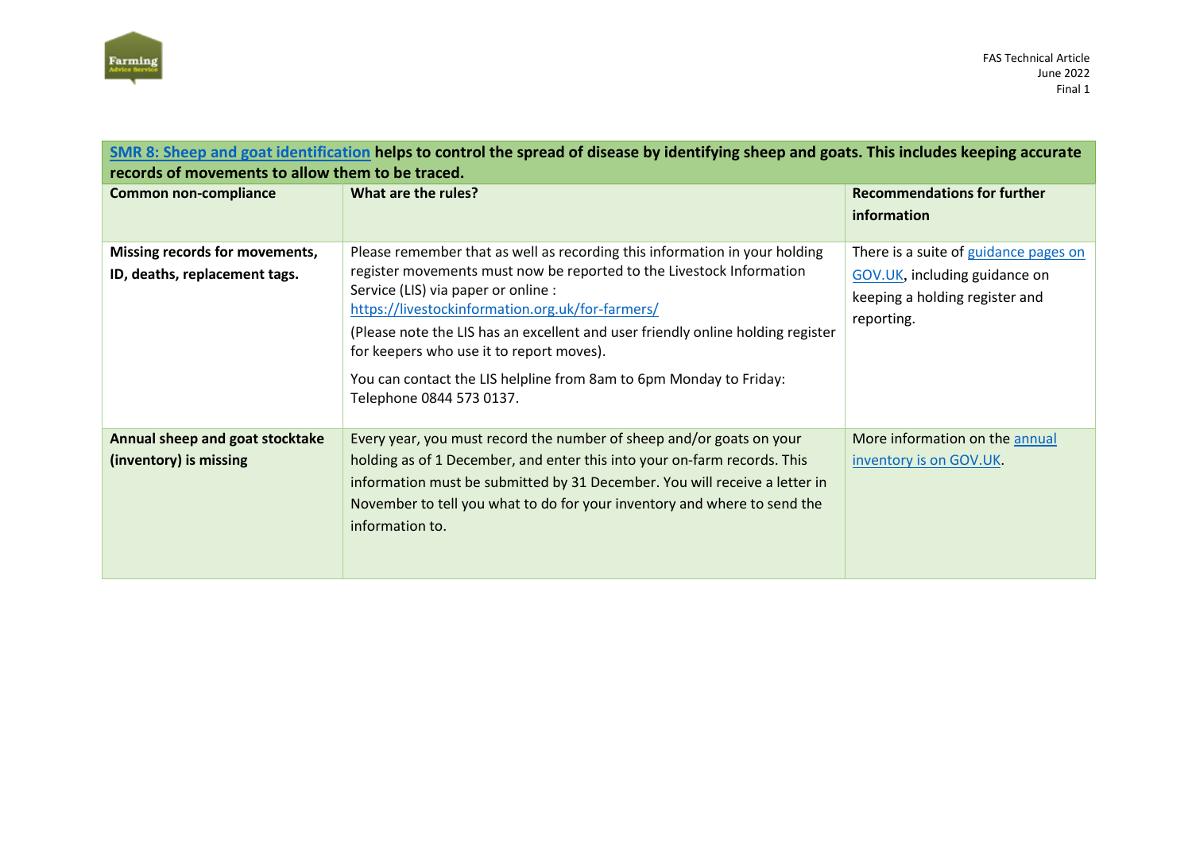| SMR 8: Sheep and goat identification helps to control the spread of disease by identifying sheep and goats. This includes keeping accurate records of movements to allow them to be traced. | | |
|---|---|---|
| **Common non-compliance** | **What are the rules?** | **Recommendations for further information** |
| **Missing records for movements, ID, deaths, replacement tags.** | Please remember that as well as recording this information in your holding register movements must now be reported to the Livestock Information Service (LIS) via paper or online : https://livestockinformation.org.uk/for-farmers/ (Please note the LIS has an excellent and user friendly online holding register for keepers who use it to report moves). You can contact the LIS helpline from 8am to 6pm Monday to Friday: Telephone 0844 573 0137. | There is a suite of guidance pages on GOV.UK, including guidance on keeping a holding register and reporting. |
| **Annual sheep and goat stocktake (inventory) is missing** | Every year, you must record the number of sheep and/or goats on your holding as of 1 December, and enter this into your on-farm records. This information must be submitted by 31 December. You will receive a letter in November to tell you what to do for your inventory and where to send the information to. | More information on the annual inventory is on GOV.UK. |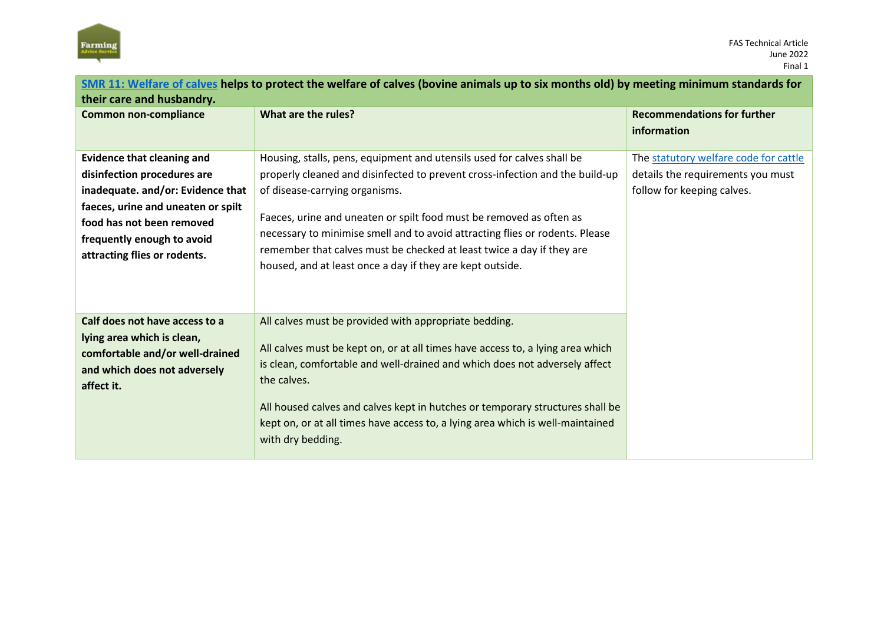| **[SMR 11: Welfare of calves](#) helps to protect the welfare of calves (bovine animals up to six months old) by meeting minimum standards for their care and husbandry.** | | |
|---|---|---|
| **Common non-compliance** | **What are the rules?** | **Recommendations for further information** |
| **Evidence that cleaning and disinfection procedures are inadequate. and/or: Evidence that faeces, urine and uneaten or spilt food has not been removed frequently enough to avoid attracting flies or rodents.** | Housing, stalls, pens, equipment and utensils used for calves shall be properly cleaned and disinfected to prevent cross-infection and the build-up of disease-carrying organisms.<br><br>Faeces, urine and uneaten or spilt food must be removed as often as necessary to minimise smell and to avoid attracting flies or rodents. Please remember that calves must be checked at least twice a day if they are housed, and at least once a day if they are kept outside. | The [statutory welfare code for cattle](#) details the requirements you must follow for keeping calves. |
| **Calf does not have access to a lying area which is clean, comfortable and/or well-drained and which does not adversely affect it.** | All calves must be provided with appropriate bedding.<br><br>All calves must be kept on, or at all times have access to, a lying area which is clean, comfortable and well-drained and which does not adversely affect the calves.<br><br>All housed calves and calves kept in hutches or temporary structures shall be kept on, or at all times have access to, a lying area which is well-maintained with dry bedding. | |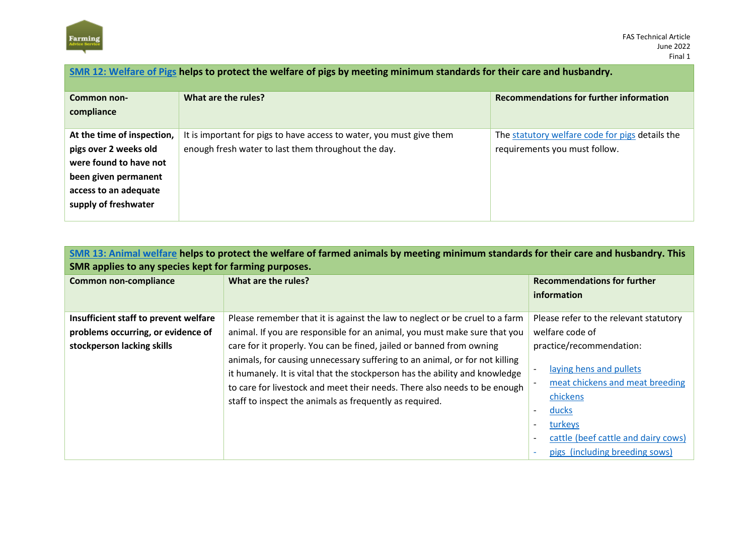| **SMR 12: Welfare of Pigs helps to protect the welfare of pigs by meeting minimum standards for their care and husbandry.** | | |
|---|---|---|
| **Common non-compliance** | **What are the rules?** | **Recommendations for further information** |
| **At the time of inspection, pigs over 2 weeks old were found to have not been given permanent access to an adequate supply of freshwater** | It is important for pigs to have access to water, you must give them enough fresh water to last them throughout the day. | The statutory welfare code for pigs details the requirements you must follow. |

| **SMR 13: Animal welfare helps to protect the welfare of farmed animals by meeting minimum standards for their care and husbandry. This SMR applies to any species kept for farming purposes.** | | |
|---|---|---|
| **Common non-compliance** | **What are the rules?** | **Recommendations for further information** |
| **Insufficient staff to prevent welfare problems occurring, or evidence of stockperson lacking skills** | Please remember that it is against the law to neglect or be cruel to a farm animal. If you are responsible for an animal, you must make sure that you care for it properly. You can be fined, jailed or banned from owning animals, for causing unnecessary suffering to an animal, or for not killing it humanely. It is vital that the stockperson has the ability and knowledge to care for livestock and meet their needs. There also needs to be enough staff to inspect the animals as frequently as required. | Please refer to the relevant statutory welfare code of practice/recommendation:<br>- laying hens and pullets<br>- meat chickens and meat breeding chickens<br>- ducks<br>- turkeys<br>- cattle (beef cattle and dairy cows)<br>- pigs (including breeding sows) |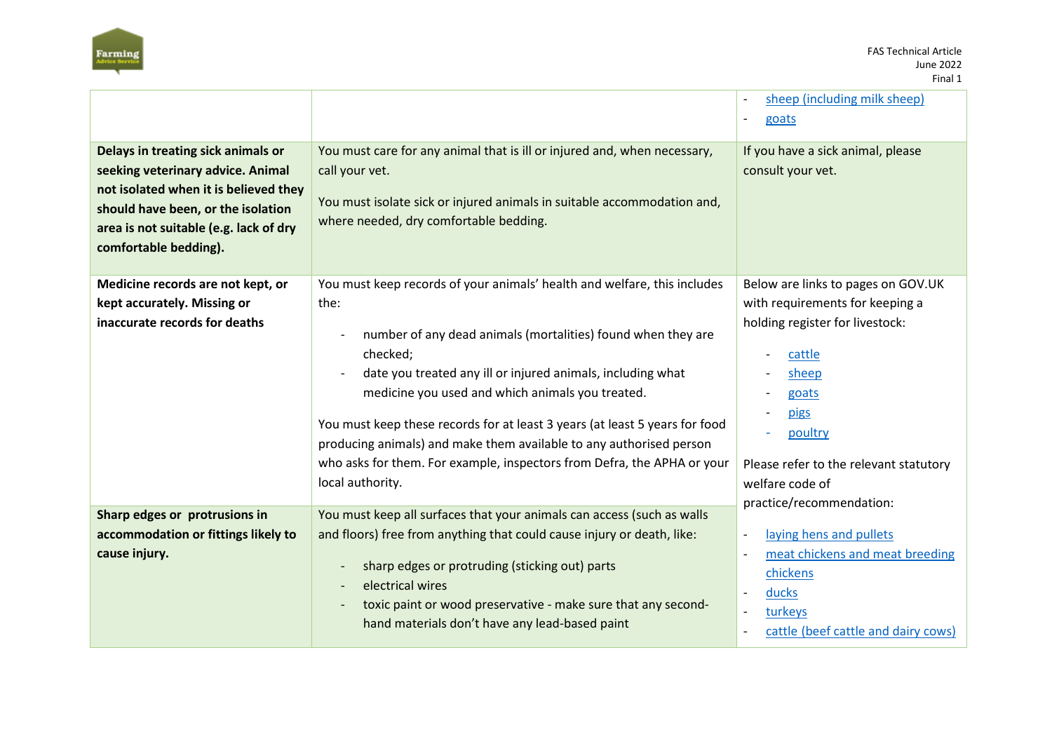| | | |
|---|---|---|
| | | - sheep (including milk sheep)<br>- goats |
| **Delays in treating sick animals or seeking veterinary advice. Animal not isolated when it is believed they should have been, or the isolation area is not suitable (e.g. lack of dry comfortable bedding).** | You must care for any animal that is ill or injured and, when necessary, call your vet.<br><br>You must isolate sick or injured animals in suitable accommodation and, where needed, dry comfortable bedding. | If you have a sick animal, please consult your vet. |
| **Medicine records are not kept, or kept accurately. Missing or inaccurate records for deaths** | You must keep records of your animals' health and welfare, this includes the:<br><br>- number of any dead animals (mortalities) found when they are checked;<br>- date you treated any ill or injured animals, including what medicine you used and which animals you treated.<br><br>You must keep these records for at least 3 years (at least 5 years for food producing animals) and make them available to any authorised person who asks for them. For example, inspectors from Defra, the APHA or your local authority. | Below are links to pages on GOV.UK with requirements for keeping a holding register for livestock:<br><br>- cattle<br>- sheep<br>- goats<br>- pigs<br>- poultry<br><br>Please refer to the relevant statutory welfare code of practice/recommendation:<br><br>- laying hens and pullets<br>- meat chickens and meat breeding chickens<br>- ducks<br>- turkeys<br>- cattle (beef cattle and dairy cows) |
| **Sharp edges or protrusions in accommodation or fittings likely to cause injury.** | You must keep all surfaces that your animals can access (such as walls and floors) free from anything that could cause injury or death, like:<br><br>- sharp edges or protruding (sticking out) parts<br>- electrical wires<br>- toxic paint or wood preservative - make sure that any second-hand materials don't have any lead-based paint | |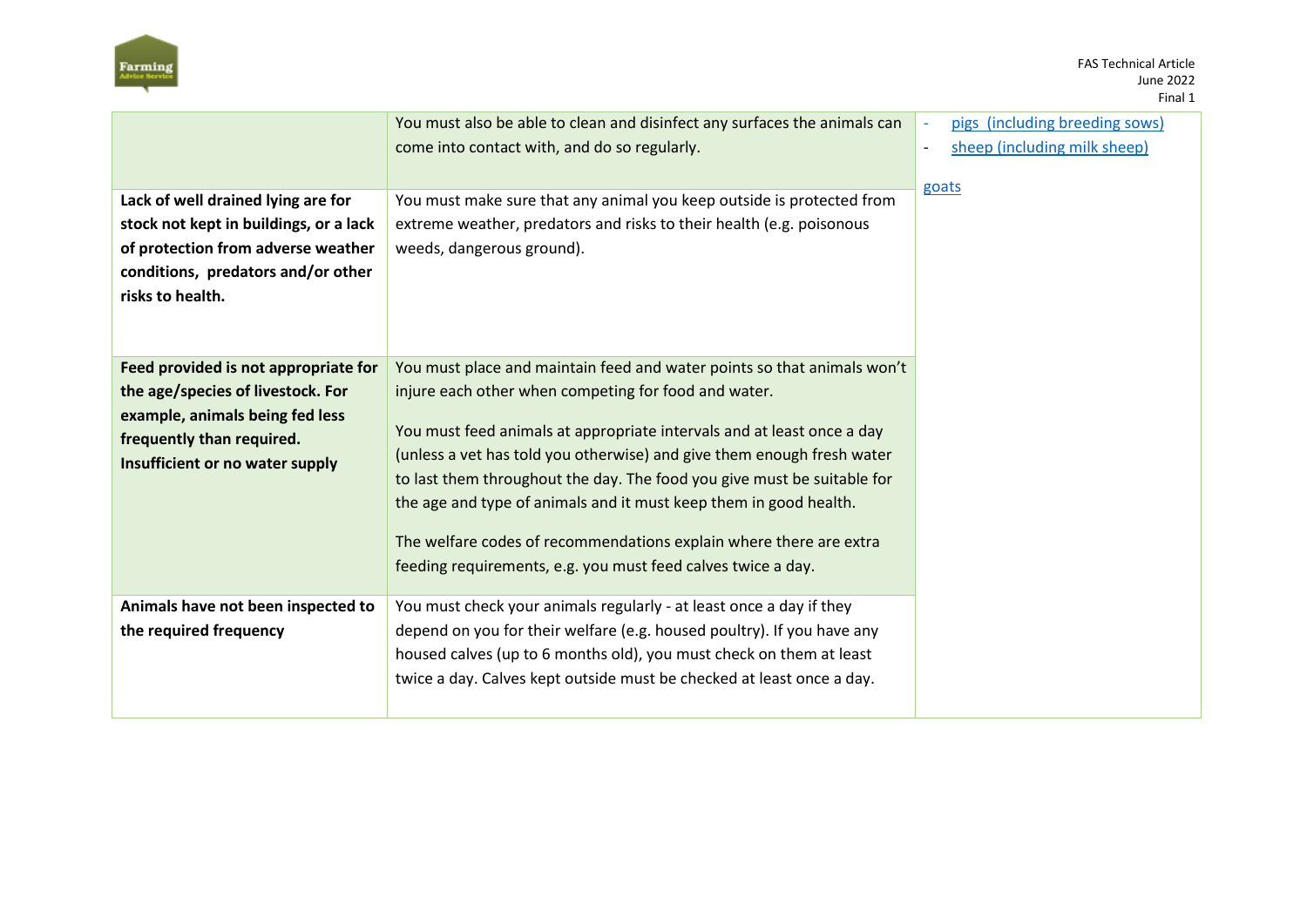| | | |
|---|---|---|
| | You must also be able to clean and disinfect any surfaces the animals can come into contact with, and do so regularly. | - pigs (including breeding sows)<br>- sheep (including milk sheep)<br><br>goats |
| **Lack of well drained lying are for stock not kept in buildings, or a lack of protection from adverse weather conditions, predators and/or other risks to health.** | You must make sure that any animal you keep outside is protected from extreme weather, predators and risks to their health (e.g. poisonous weeds, dangerous ground). | |
| **Feed provided is not appropriate for the age/species of livestock. For example, animals being fed less frequently than required. Insufficient or no water supply** | You must place and maintain feed and water points so that animals won't injure each other when competing for food and water.<br><br>You must feed animals at appropriate intervals and at least once a day (unless a vet has told you otherwise) and give them enough fresh water to last them throughout the day. The food you give must be suitable for the age and type of animals and it must keep them in good health.<br><br>The welfare codes of recommendations explain where there are extra feeding requirements, e.g. you must feed calves twice a day. | |
| **Animals have not been inspected to the required frequency** | You must check your animals regularly - at least once a day if they depend on you for their welfare (e.g. housed poultry). If you have any housed calves (up to 6 months old), you must check on them at least twice a day. Calves kept outside must be checked at least once a day. | |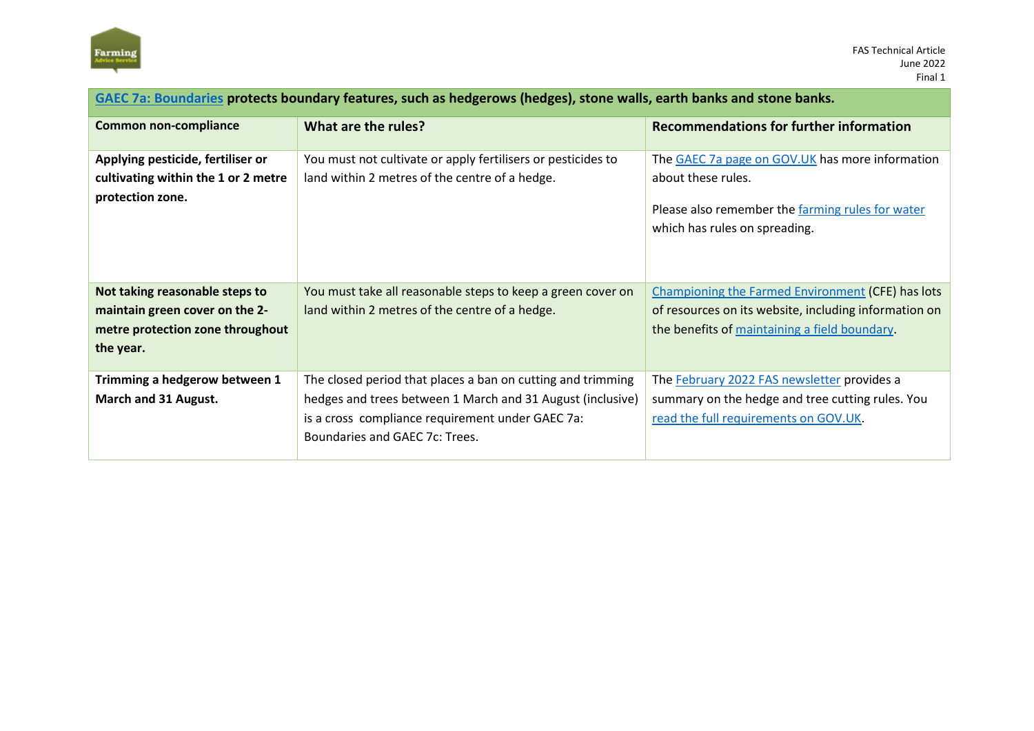| **GAEC 7a: Boundaries protects boundary features, such as hedgerows (hedges), stone walls, earth banks and stone banks.** | | |
|---|---|---|
| **Common non-compliance** | **What are the rules?** | **Recommendations for further information** |
| **Applying pesticide, fertiliser or cultivating within the 1 or 2 metre protection zone.** | You must not cultivate or apply fertilisers or pesticides to land within 2 metres of the centre of a hedge. | The GAEC 7a page on GOV.UK has more information about these rules.<br><br>Please also remember the farming rules for water which has rules on spreading. |
| **Not taking reasonable steps to maintain green cover on the 2-metre protection zone throughout the year.** | You must take all reasonable steps to keep a green cover on land within 2 metres of the centre of a hedge. | Championing the Farmed Environment (CFE) has lots of resources on its website, including information on the benefits of maintaining a field boundary. |
| **Trimming a hedgerow between 1 March and 31 August.** | The closed period that places a ban on cutting and trimming hedges and trees between 1 March and 31 August (inclusive) is a cross compliance requirement under GAEC 7a: Boundaries and GAEC 7c: Trees. | The February 2022 FAS newsletter provides a summary on the hedge and tree cutting rules. You read the full requirements on GOV.UK. |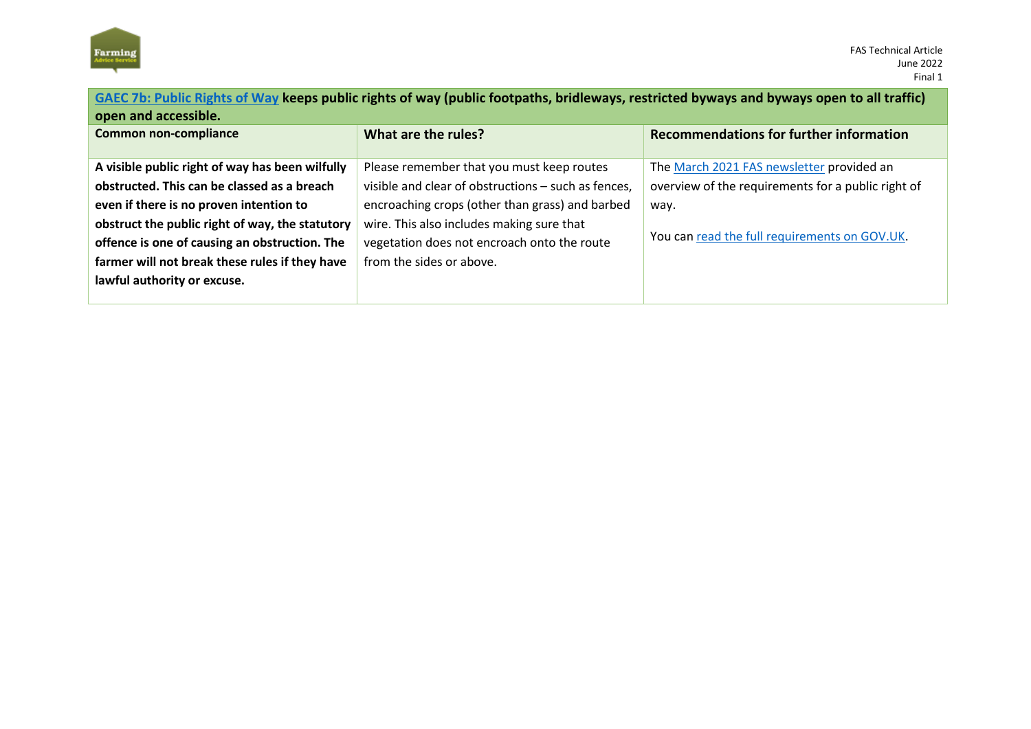| **GAEC 7b: Public Rights of Way keeps public rights of way (public footpaths, bridleways, restricted byways and byways open to all traffic) open and accessible.** | | |
|---|---|---|
| **Common non-compliance** | **What are the rules?** | **Recommendations for further information** |
| **A visible public right of way has been wilfully obstructed. This can be classed as a breach even if there is no proven intention to obstruct the public right of way, the statutory offence is one of causing an obstruction. The farmer will not break these rules if they have lawful authority or excuse.** | Please remember that you must keep routes visible and clear of obstructions – such as fences, encroaching crops (other than grass) and barbed wire. This also includes making sure that vegetation does not encroach onto the route from the sides or above. | The March 2021 FAS newsletter provided an overview of the requirements for a public right of way.<br><br>You can read the full requirements on GOV.UK. |